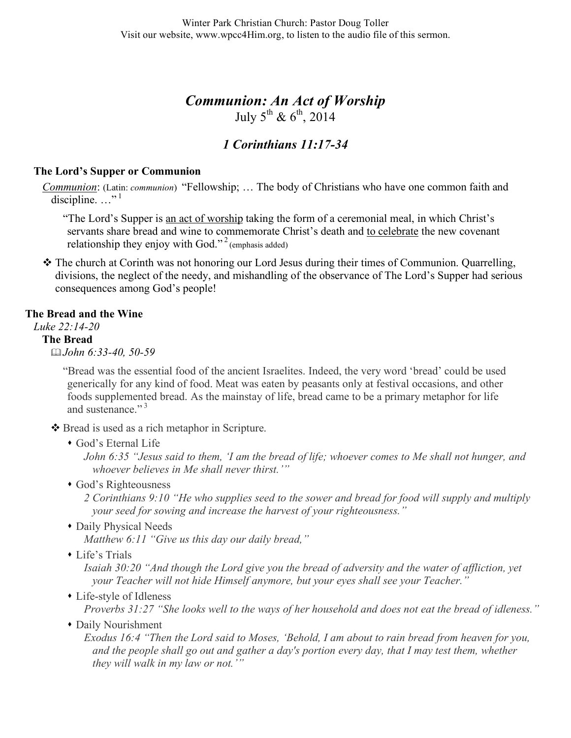Winter Park Christian Church: Pastor Doug Toller
Visit our website, www.wpcc4Him.org, to listen to the audio file of this sermon.

# *Communion: An Act of Worship*

July 5th & 6th, 2014

## *1 Corinthians 11:17-34*

### The Lord's Supper or Communion

*Communion*: (Latin: *communion*) "Fellowship; … The body of Christians who have one common faith and discipline. …"[1]

> "The Lord's Supper is an act of worship taking the form of a ceremonial meal, in which Christ's servants share bread and wine to commemorate Christ's death and to celebrate the new covenant relationship they enjoy with God."[2] (emphasis added)

❖ The church at Corinth was not honoring our Lord Jesus during their times of Communion. Quarrelling, divisions, the neglect of the needy, and mishandling of the observance of The Lord's Supper had serious consequences among God's people!

### The Bread and the Wine

*Luke 22:14-20*

#### The Bread

📖 *John 6:33-40, 50-59*

> "Bread was the essential food of the ancient Israelites. Indeed, the very word 'bread' could be used generically for any kind of food. Meat was eaten by peasants only at festival occasions, and other foods supplemented bread. As the mainstay of life, bread came to be a primary metaphor for life and sustenance."[3]

❖ Bread is used as a rich metaphor in Scripture.

- God's Eternal Life
  *John 6:35 "Jesus said to them, 'I am the bread of life; whoever comes to Me shall not hunger, and whoever believes in Me shall never thirst.'"*
- God's Righteousness
  *2 Corinthians 9:10 "He who supplies seed to the sower and bread for food will supply and multiply your seed for sowing and increase the harvest of your righteousness."*
- Daily Physical Needs
  *Matthew 6:11 "Give us this day our daily bread,"*
- Life's Trials
  *Isaiah 30:20 "And though the Lord give you the bread of adversity and the water of affliction, yet your Teacher will not hide Himself anymore, but your eyes shall see your Teacher."*
- Life-style of Idleness
  *Proverbs 31:27 "She looks well to the ways of her household and does not eat the bread of idleness."*
- Daily Nourishment
  *Exodus 16:4 "Then the Lord said to Moses, 'Behold, I am about to rain bread from heaven for you, and the people shall go out and gather a day's portion every day, that I may test them, whether they will walk in my law or not.'"*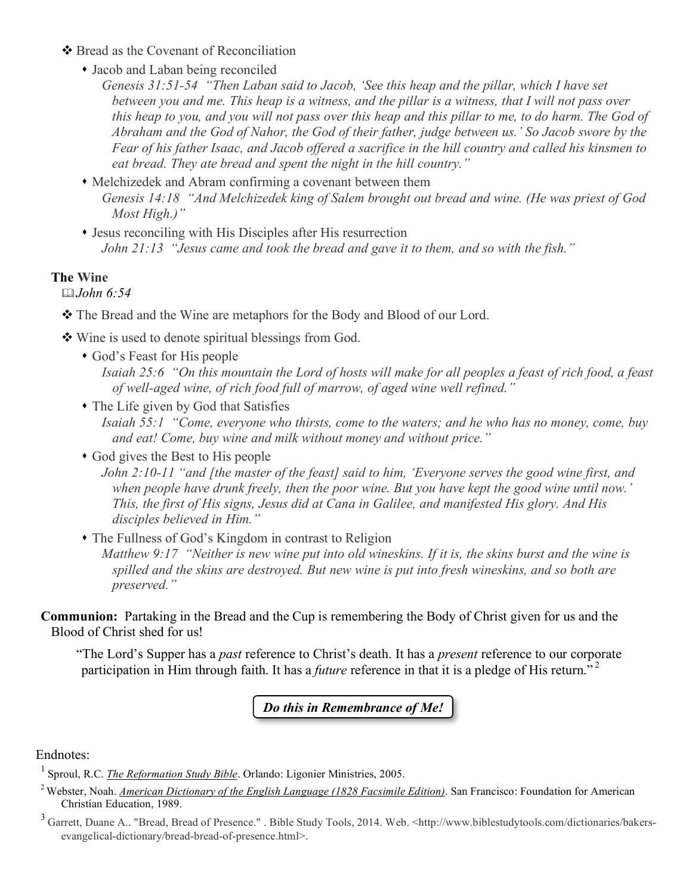- ❖ Bread as the Covenant of Reconciliation
  - Jacob and Laban being reconciled
    *Genesis 31:51-54 "Then Laban said to Jacob, 'See this heap and the pillar, which I have set between you and me. This heap is a witness, and the pillar is a witness, that I will not pass over this heap to you, and you will not pass over this heap and this pillar to me, to do harm. The God of Abraham and the God of Nahor, the God of their father, judge between us.' So Jacob swore by the Fear of his father Isaac, and Jacob offered a sacrifice in the hill country and called his kinsmen to eat bread. They ate bread and spent the night in the hill country."*
  - Melchizedek and Abram confirming a covenant between them
    *Genesis 14:18 "And Melchizedek king of Salem brought out bread and wine. (He was priest of God Most High.)"*
  - Jesus reconciling with His Disciples after His resurrection
    *John 21:13 "Jesus came and took the bread and gave it to them, and so with the fish."*

### The Wine

📖 *John 6:54*

- ❖ The Bread and the Wine are metaphors for the Body and Blood of our Lord.
- ❖ Wine is used to denote spiritual blessings from God.
  - God's Feast for His people
    *Isaiah 25:6 "On this mountain the Lord of hosts will make for all peoples a feast of rich food, a feast of well-aged wine, of rich food full of marrow, of aged wine well refined."*
  - The Life given by God that Satisfies
    *Isaiah 55:1 "Come, everyone who thirsts, come to the waters; and he who has no money, come, buy and eat! Come, buy wine and milk without money and without price."*
  - God gives the Best to His people
    *John 2:10-11 "and [the master of the feast] said to him, 'Everyone serves the good wine first, and when people have drunk freely, then the poor wine. But you have kept the good wine until now.' This, the first of His signs, Jesus did at Cana in Galilee, and manifested His glory. And His disciples believed in Him."*
  - The Fullness of God's Kingdom in contrast to Religion
    *Matthew 9:17 "Neither is new wine put into old wineskins. If it is, the skins burst and the wine is spilled and the skins are destroyed. But new wine is put into fresh wineskins, and so both are preserved."*

**Communion:** Partaking in the Bread and the Cup is remembering the Body of Christ given for us and the Blood of Christ shed for us!

> "The Lord's Supper has a *past* reference to Christ's death. It has a *present* reference to our corporate participation in Him through faith. It has a *future* reference in that it is a pledge of His return."[2]

***Do this in Remembrance of Me!***

Endnotes:

[1] Sproul, R.C. *The Reformation Study Bible*. Orlando: Ligonier Ministries, 2005.

[2] Webster, Noah. *American Dictionary of the English Language (1828 Facsimile Edition)*. San Francisco: Foundation for American Christian Education, 1989.

[3] Garrett, Duane A.. "Bread, Bread of Presence." . Bible Study Tools, 2014. Web. <http://www.biblestudytools.com/dictionaries/bakers-evangelical-dictionary/bread-bread-of-presence.html>.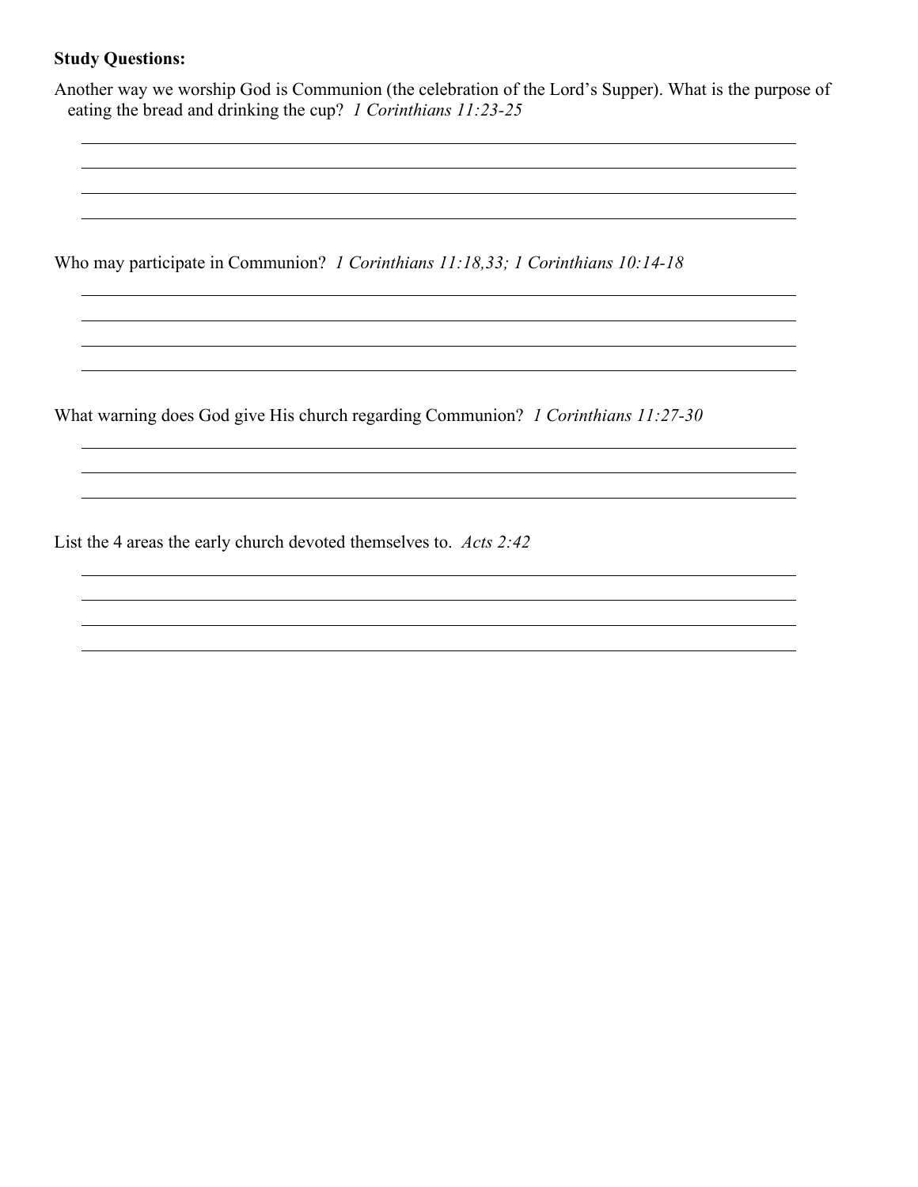**Study Questions:**

Another way we worship God is Communion (the celebration of the Lord's Supper). What is the purpose of eating the bread and drinking the cup? *1 Corinthians 11:23-25*

Who may participate in Communion? *1 Corinthians 11:18,33; 1 Corinthians 10:14-18*

What warning does God give His church regarding Communion? *1 Corinthians 11:27-30*

List the 4 areas the early church devoted themselves to. *Acts 2:42*